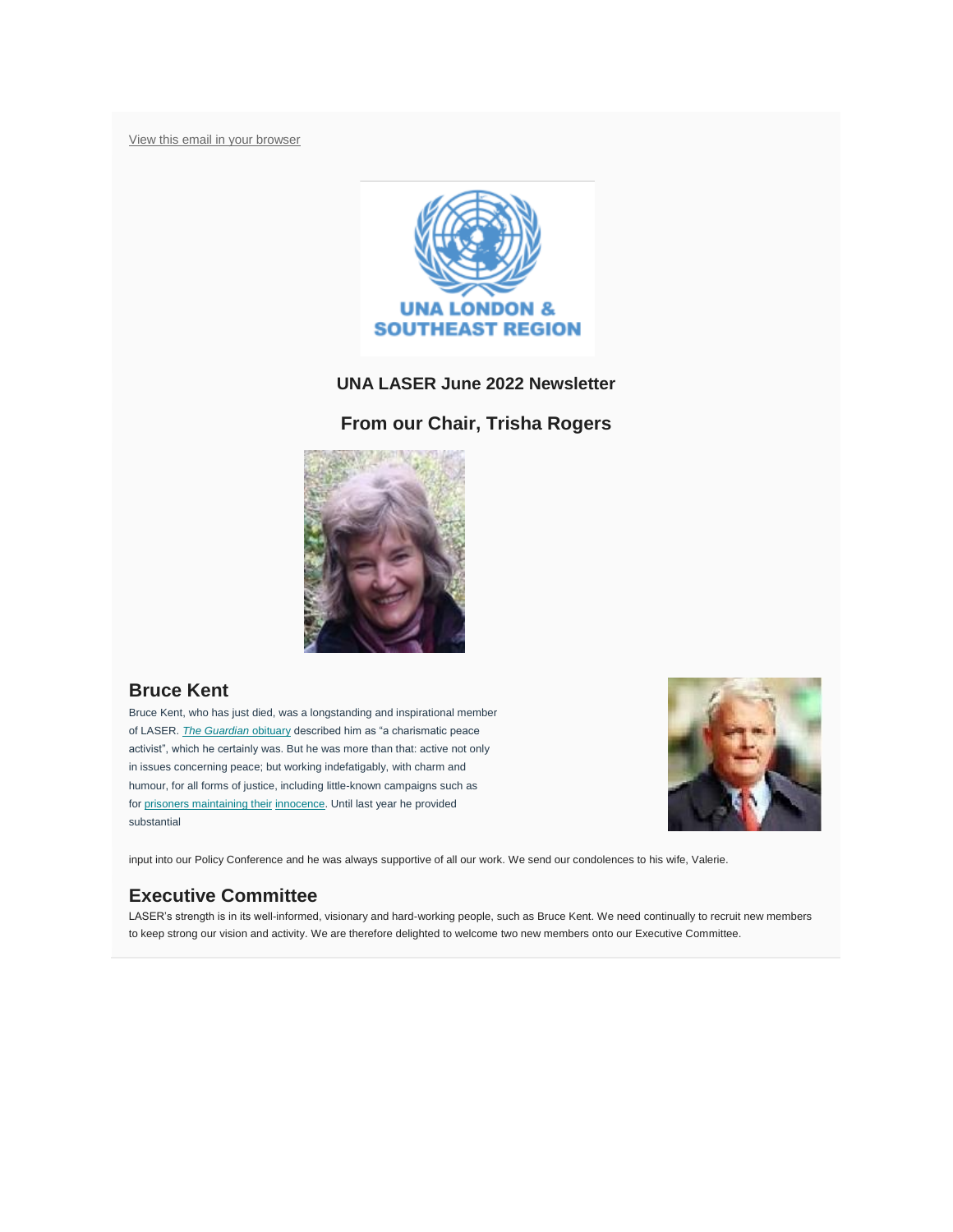View this email in your browser

UNA LONDON & SOUTHEAST REGION

## UNA LASER June 2022 Newsletter

## From our Chair, Trisha Rogers

### Bruce Kent

Bruce Kent, who has just died, was a longstanding and inspirational member of LASER. *The Guardian* obituary described him as "a charismatic peace activist", which he certainly was. But he was more than that: active not only in issues concerning peace; but working indefatigably, with charm and humour, for all forms of justice, including little-known campaigns such as for prisoners maintaining their innocence. Until last year he provided substantial input into our Policy Conference and he was always supportive of all our work. We send our condolences to his wife, Valerie.

### Executive Committee

LASER's strength is in its well-informed, visionary and hard-working people, such as Bruce Kent. We need continually to recruit new members to keep strong our vision and activity. We are therefore delighted to welcome two new members onto our Executive Committee.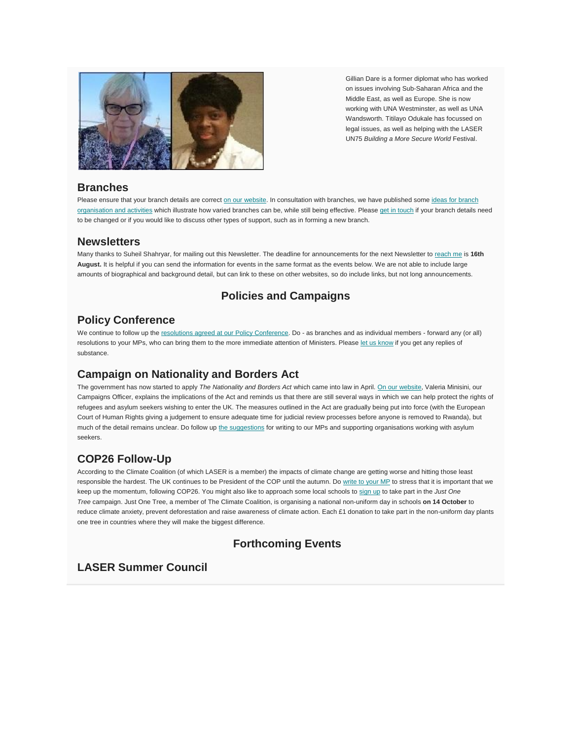Gillian Dare is a former diplomat who has worked on issues involving Sub-Saharan Africa and the Middle East, as well as Europe. She is now working with UNA Westminster, as well as UNA Wandsworth. Titilayo Odukale has focussed on legal issues, as well as helping with the LASER UN75 *Building a More Secure World* Festival.

## Branches

Please ensure that your branch details are correct on our website. In consultation with branches, we have published some ideas for branch organisation and activities which illustrate how varied branches can be, while still being effective. Please get in touch if your branch details need to be changed or if you would like to discuss other types of support, such as in forming a new branch.

## Newsletters

Many thanks to Suheil Shahryar, for mailing out this Newsletter. The deadline for announcements for the next Newsletter to reach me is **16th August.** It is helpful if you can send the information for events in the same format as the events below. We are not able to include large amounts of biographical and background detail, but can link to these on other websites, so do include links, but not long announcements.

# Policies and Campaigns

## Policy Conference

We continue to follow up the resolutions agreed at our Policy Conference. Do - as branches and as individual members - forward any (or all) resolutions to your MPs, who can bring them to the more immediate attention of Ministers. Please let us know if you get any replies of substance.

## Campaign on Nationality and Borders Act

The government has now started to apply *The Nationality and Borders Act* which came into law in April. On our website, Valeria Minisini, our Campaigns Officer, explains the implications of the Act and reminds us that there are still several ways in which we can help protect the rights of refugees and asylum seekers wishing to enter the UK. The measures outlined in the Act are gradually being put into force (with the European Court of Human Rights giving a judgement to ensure adequate time for judicial review processes before anyone is removed to Rwanda), but much of the detail remains unclear. Do follow up the suggestions for writing to our MPs and supporting organisations working with asylum seekers.

## COP26 Follow-Up

According to the Climate Coalition (of which LASER is a member) the impacts of climate change are getting worse and hitting those least responsible the hardest. The UK continues to be President of the COP until the autumn. Do write to your MP to stress that it is important that we keep up the momentum, following COP26. You might also like to approach some local schools to sign up to take part in the *Just One Tree* campaign. Just One Tree, a member of The Climate Coalition, is organising a national non-uniform day in schools **on 14 October** to reduce climate anxiety, prevent deforestation and raise awareness of climate action. Each £1 donation to take part in the non-uniform day plants one tree in countries where they will make the biggest difference.

# Forthcoming Events

## LASER Summer Council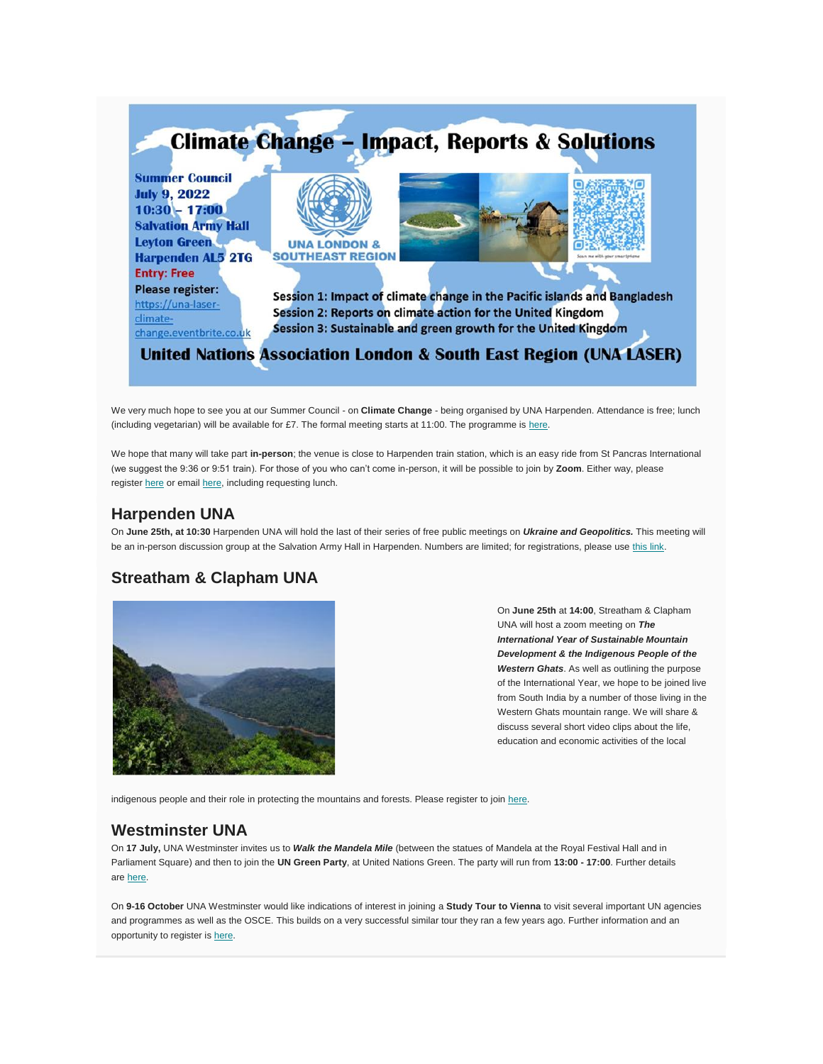# Climate Change – Impact, Reports & Solutions

**Summer Council**
**July 9, 2022**
**10:30 – 17:00**
**Salvation Army Hall**
**Leyton Green**
**Harpenden AL5 2TG**
**Entry: Free**
**Please register:**
https://una-laser-climate-change.eventbrite.co.uk

UNA LONDON & SOUTHEAST REGION

Session 1: Impact of climate change in the Pacific islands and Bangladesh
Session 2: Reports on climate action for the United Kingdom
Session 3: Sustainable and green growth for the United Kingdom

**United Nations Association London & South East Region (UNA LASER)**

We very much hope to see you at our Summer Council - on **Climate Change** - being organised by UNA Harpenden. Attendance is free; lunch (including vegetarian) will be available for £7. The formal meeting starts at 11:00. The programme is here.

We hope that many will take part **in-person**; the venue is close to Harpenden train station, which is an easy ride from St Pancras International (we suggest the 9:36 or 9:51 train). For those of you who can't come in-person, it will be possible to join by **Zoom**. Either way, please register here or email here, including requesting lunch.

## Harpenden UNA

On **June 25th, at 10:30** Harpenden UNA will hold the last of their series of free public meetings on ***Ukraine and Geopolitics.*** This meeting will be an in-person discussion group at the Salvation Army Hall in Harpenden. Numbers are limited; for registrations, please use this link.

## Streatham & Clapham UNA

On **June 25th** at **14:00**, Streatham & Clapham UNA will host a zoom meeting on ***The International Year of Sustainable Mountain Development & the Indigenous People of the Western Ghats***. As well as outlining the purpose of the International Year, we hope to be joined live from South India by a number of those living in the Western Ghats mountain range. We will share & discuss several short video clips about the life, education and economic activities of the local indigenous people and their role in protecting the mountains and forests. Please register to join here.

## Westminster UNA

On **17 July,** UNA Westminster invites us to ***Walk the Mandela Mile*** (between the statues of Mandela at the Royal Festival Hall and in Parliament Square) and then to join the **UN Green Party**, at United Nations Green. The party will run from **13:00 - 17:00**. Further details are here.

On **9-16 October** UNA Westminster would like indications of interest in joining a **Study Tour to Vienna** to visit several important UN agencies and programmes as well as the OSCE. This builds on a very successful similar tour they ran a few years ago. Further information and an opportunity to register is here.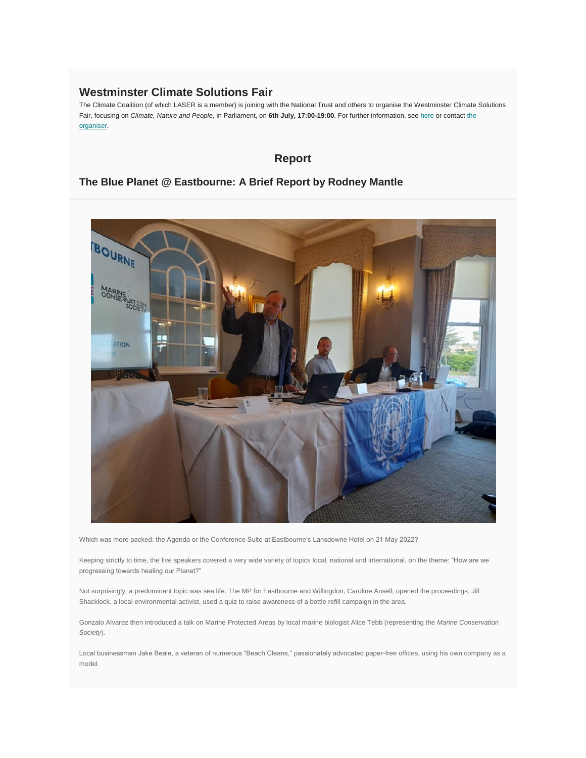## Westminster Climate Solutions Fair

The Climate Coalition (of which LASER is a member) is joining with the National Trust and others to organise the Westminster Climate Solutions Fair, focusing on *Climate, Nature and People*, in Parliament, on **6th July, 17:00-19:00**. For further information, see here or contact the organiser.

# Report

## The Blue Planet @ Eastbourne: A Brief Report by Rodney Mantle

Which was more packed: the Agenda or the Conference Suite at Eastbourne's Lansdowne Hotel on 21 May 2022?

Keeping strictly to time, the five speakers covered a very wide variety of topics local, national and international, on the theme: "How are we progressing towards healing our Planet?"

Not surprisingly, a predominant topic was sea life. The MP for Eastbourne and Willingdon, Caroline Ansell, opened the proceedings; Jill Shacklock, a local environmental activist, used a quiz to raise awareness of a bottle refill campaign in the area.

Gonzalo Alvarez then introduced a talk on Marine Protected Areas by local marine biologist Alice Tebb (representing the *Marine Conservation Society*).

Local businessman Jake Beale, a veteran of numerous "Beach Cleans," passionately advocated paper-free offices, using his own company as a model.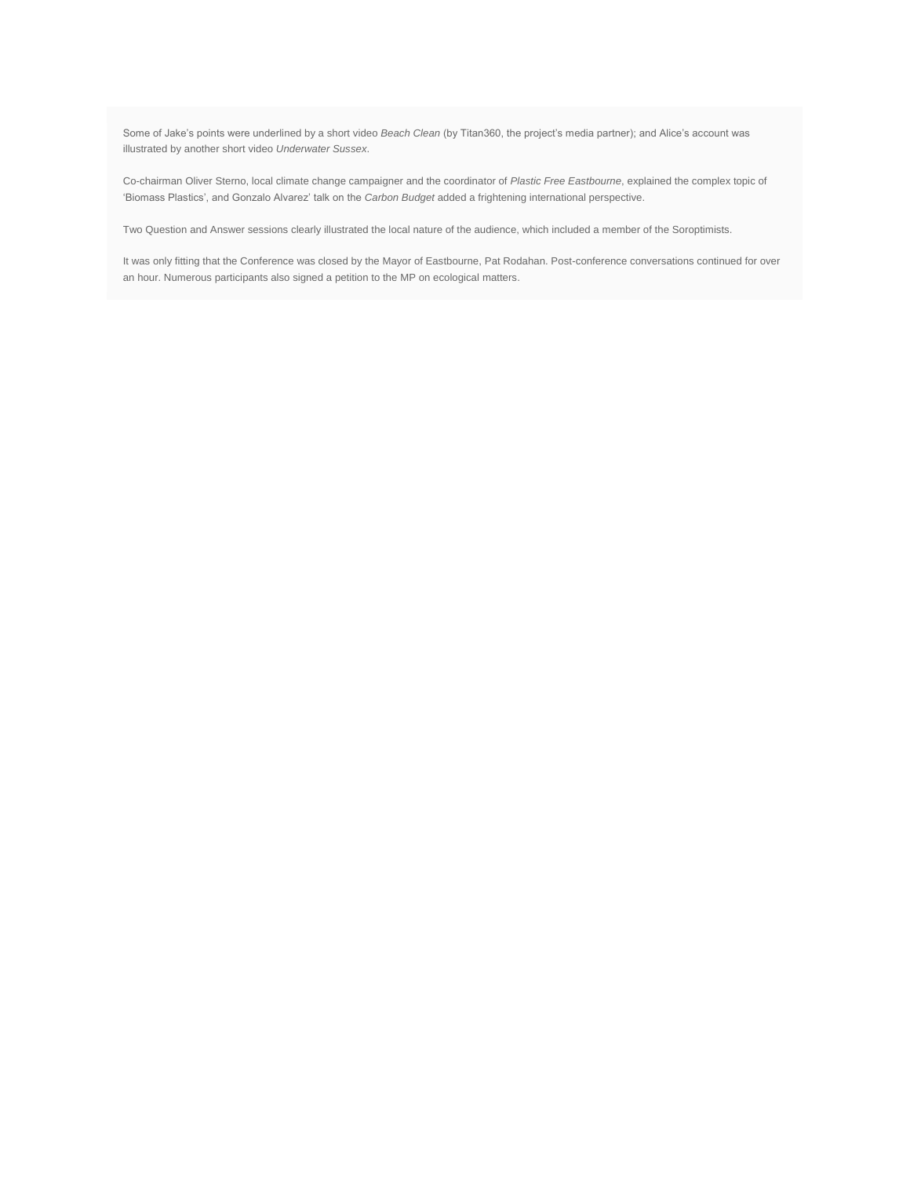Some of Jake's points were underlined by a short video *Beach Clean* (by Titan360, the project's media partner); and Alice's account was illustrated by another short video *Underwater Sussex*.

Co-chairman Oliver Sterno, local climate change campaigner and the coordinator of *Plastic Free Eastbourne*, explained the complex topic of 'Biomass Plastics', and Gonzalo Alvarez' talk on the *Carbon Budget* added a frightening international perspective.

Two Question and Answer sessions clearly illustrated the local nature of the audience, which included a member of the Soroptimists.

It was only fitting that the Conference was closed by the Mayor of Eastbourne, Pat Rodahan. Post-conference conversations continued for over an hour. Numerous participants also signed a petition to the MP on ecological matters.